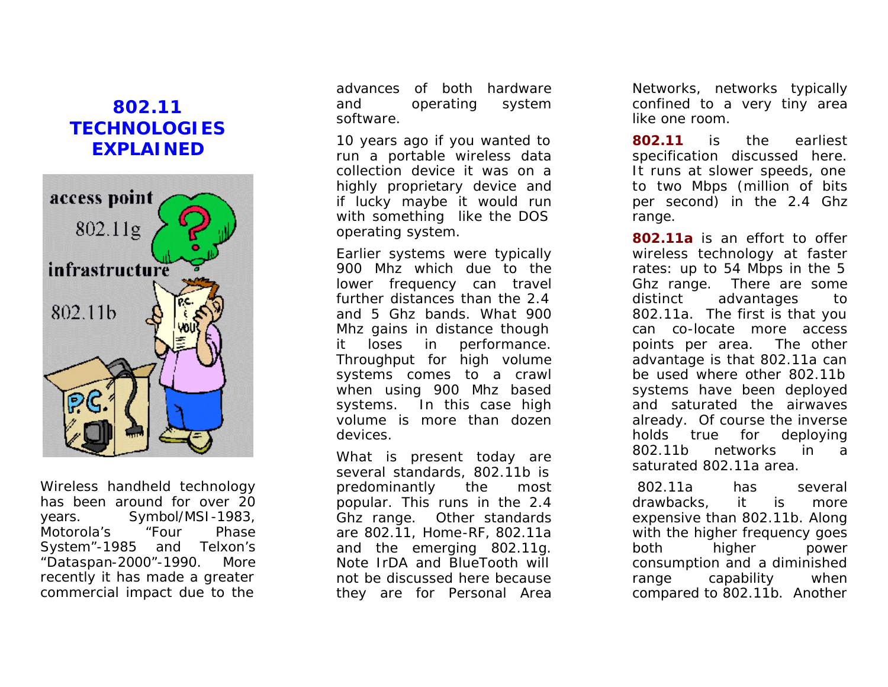# 802.11 TECHNOLOGIES EXPLAINED

Wireless handheld technology has been around for over 20 years. Symbol/MSI-1983, Motorola's "Four Phase System"-1985 and Telxon's "Dataspan-2000"-1990. More recently it has made a greater commercial impact due to the advances of both hardware and operating system software.

10 years ago if you wanted to run a portable wireless data collection device it was on a highly proprietary device and if lucky maybe it would run with something like the DOS operating system.

Earlier systems were typically 900 Mhz which due to the lower frequency can travel further distances than the 2.4 and 5 Ghz bands. What 900 Mhz gains in distance though it loses in performance. Throughput for high volume systems comes to a crawl when using 900 Mhz based systems. In this case high volume is more than dozen devices.

What is present today are several standards, 802.11b is predominantly the most popular. This runs in the 2.4 Ghz range. Other standards are 802.11, Home-RF, 802.11a and the emerging 802.11g. Note IrDA and BlueTooth will not be discussed here because they are for Personal Area Networks, networks typically confined to a very tiny area like one room.

**802.11** is the earliest specification discussed here. It runs at slower speeds, one to two Mbps (million of bits per second) in the 2.4 Ghz range.

**802.11a** is an effort to offer wireless technology at faster rates: up to 54 Mbps in the 5 Ghz range. There are some distinct advantages to 802.11a. The first is that you can co-locate more access points per area. The other advantage is that 802.11a can be used where other 802.11b systems have been deployed and saturated the airwaves already. Of course the inverse holds true for deploying 802.11b networks in a saturated 802.11a area.

802.11a has several drawbacks, it is more expensive than 802.11b. Along with the higher frequency goes both higher power consumption and a diminished range capability when compared to 802.11b. Another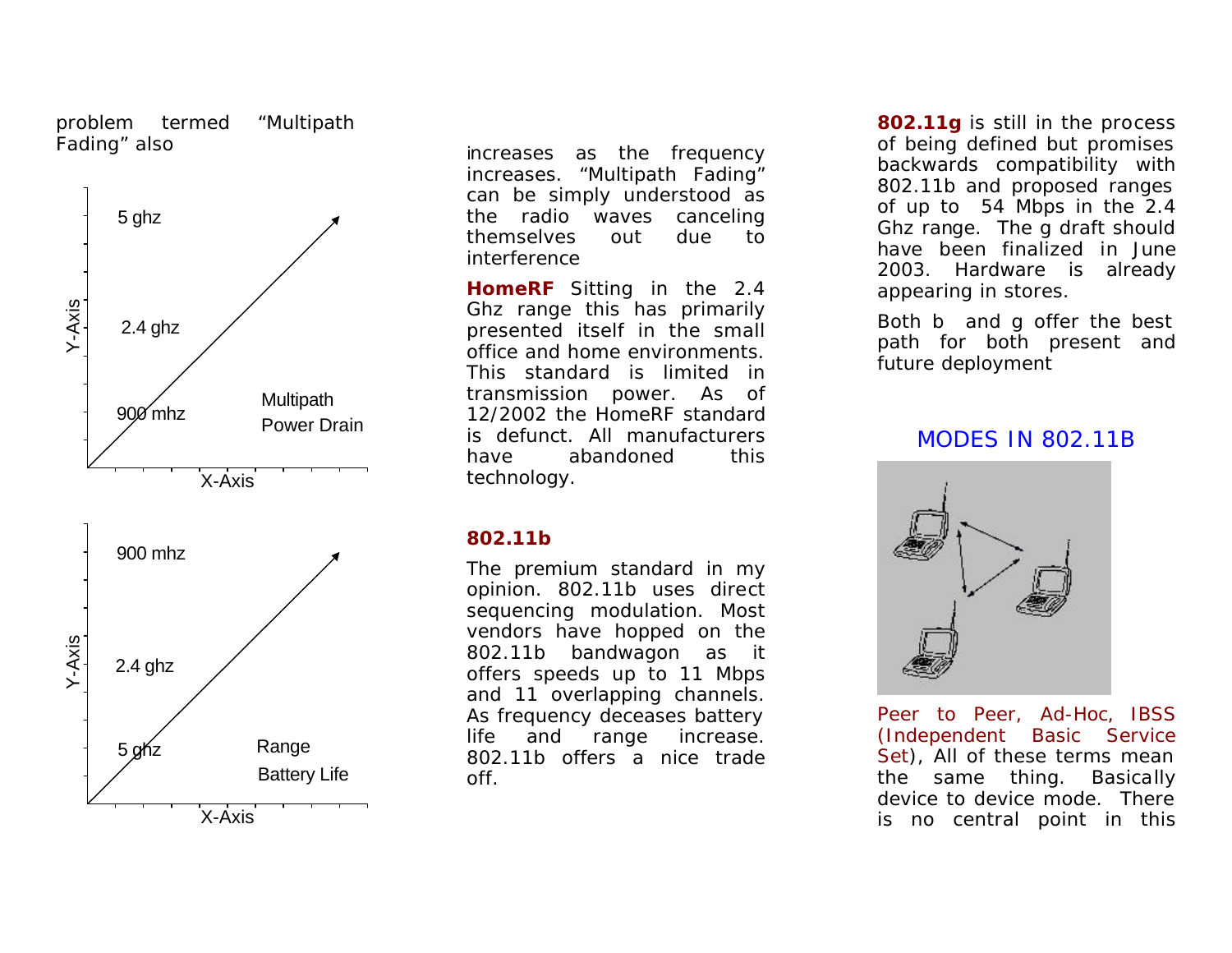problem termed "Multipath Fading" also

5 ghz

2.4 ghz

900 mhz

Multipath

Power Drain

Y-Axis

X-Axis

900 mhz

2.4 ghz

5 ghz

Range

Battery Life

Y-Axis

X-Axis

increases as the frequency increases. "Multipath Fading" can be simply understood as the radio waves canceling themselves out due to interference

**HomeRF** Sitting in the 2.4 Ghz range this has primarily presented itself in the small office and home environments. This standard is limited in transmission power. As of 12/2002 the HomeRF standard is defunct. All manufacturers have abandoned this technology.

**802.11b**

The premium standard in my opinion. 802.11b uses direct sequencing modulation. Most vendors have hopped on the 802.11b bandwagon as it offers speeds up to 11 Mbps and 11 overlapping channels. As frequency deceases battery life and range increase. 802.11b offers a nice trade off.

**802.11g** is still in the process of being defined but promises backwards compatibility with 802.11b and proposed ranges of up to 54 Mbps in the 2.4 Ghz range. The g draft should have been finalized in June 2003. Hardware is already appearing in stores.

Both b and g offer the best path for both present and future deployment

## MODES IN 802.11B

Peer to Peer, Ad-Hoc, IBSS (Independent Basic Service Set), All of these terms mean the same thing. Basically device to device mode. There is no central point in this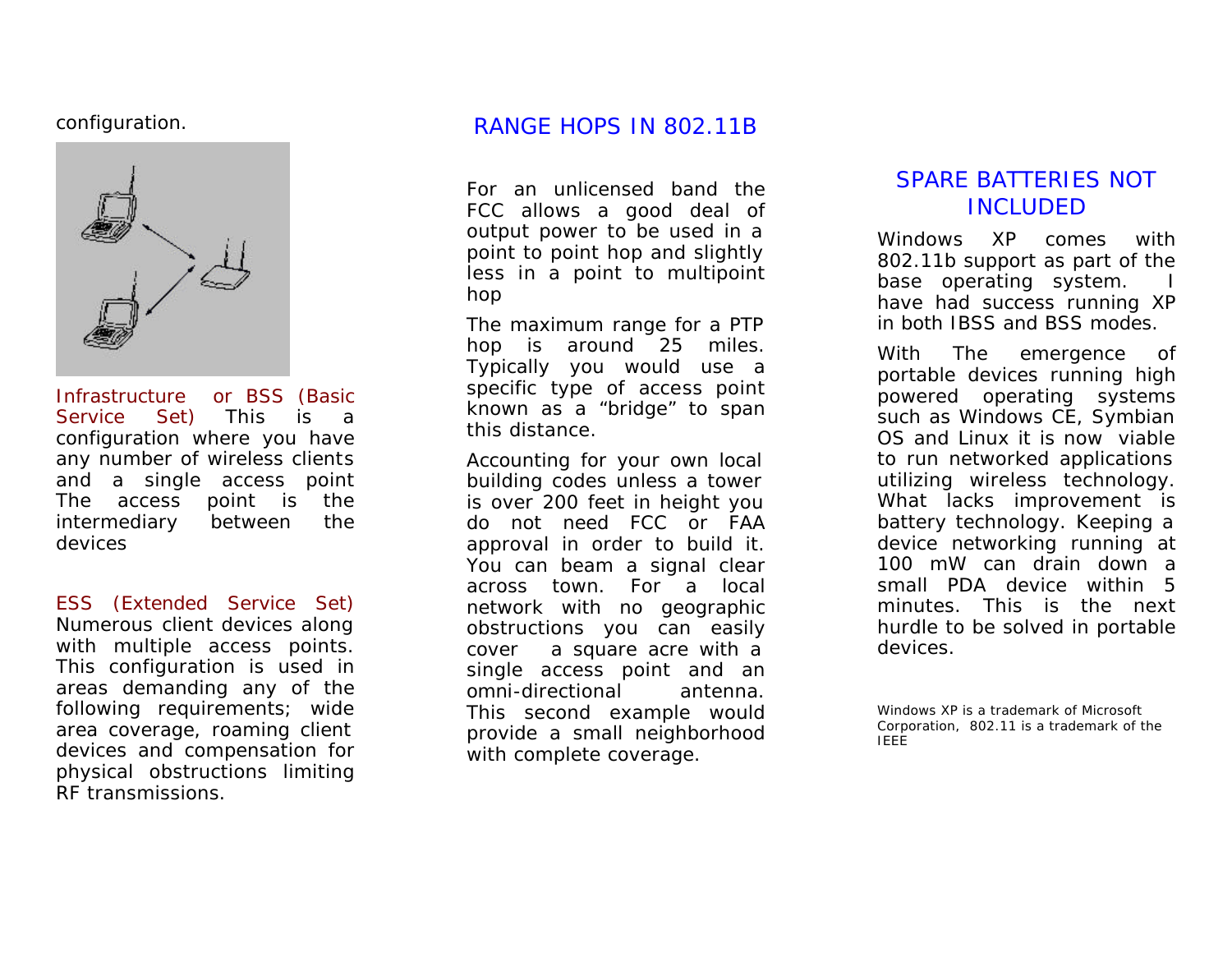configuration.

Infrastructure or BSS (Basic Service Set) This is a configuration where you have any number of wireless clients and a single access point The access point is the intermediary between the devices

ESS (Extended Service Set) Numerous client devices along with multiple access points. This configuration is used in areas demanding any of the following requirements; wide area coverage, roaming client devices and compensation for physical obstructions limiting RF transmissions.

## RANGE HOPS IN 802.11B

For an unlicensed band the FCC allows a good deal of output power to be used in a point to point hop and slightly less in a point to multipoint hop

The maximum range for a PTP hop is around 25 miles. Typically you would use a specific type of access point known as a “bridge” to span this distance.

Accounting for your own local building codes unless a tower is over 200 feet in height you do not need FCC or FAA approval in order to build it. You can beam a signal clear across town. For a local network with no geographic obstructions you can easily cover a square acre with a single access point and an omni-directional antenna. This second example would provide a small neighborhood with complete coverage.

## SPARE BATTERIES NOT INCLUDED

Windows XP comes with 802.11b support as part of the base operating system. I have had success running XP in both IBSS and BSS modes.

With The emergence of portable devices running high powered operating systems such as Windows CE, Symbian OS and Linux it is now viable to run networked applications utilizing wireless technology. What lacks improvement is battery technology. Keeping a device networking running at 100 mW can drain down a small PDA device within 5 minutes. This is the next hurdle to be solved in portable devices.

Windows XP is a trademark of Microsoft Corporation, 802.11 is a trademark of the IEEE